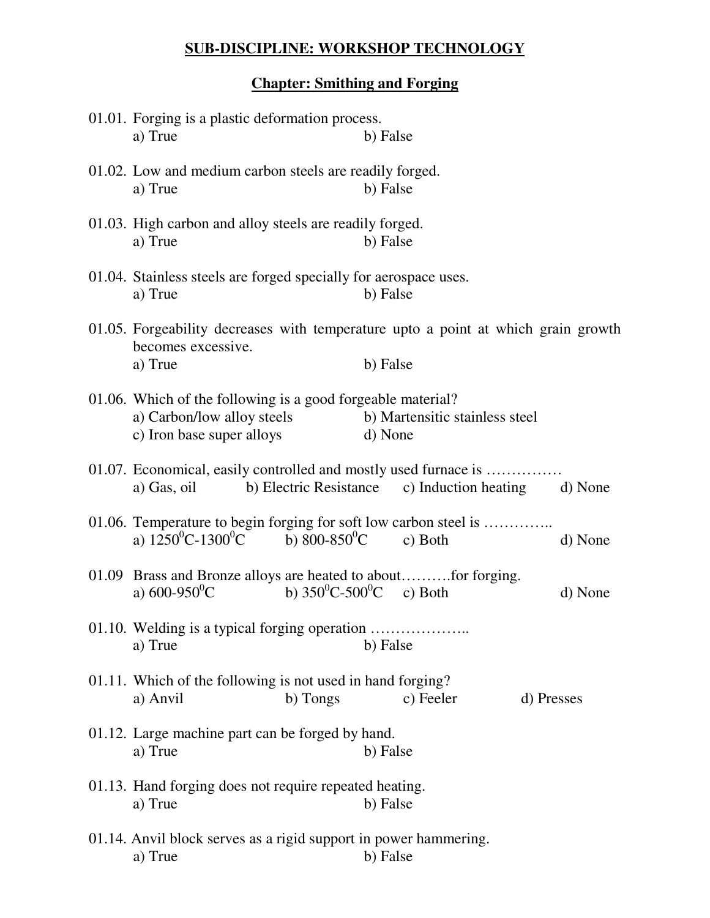## SUB-DISCIPLINE: WORKSHOP TECHNOLOGY

### Chapter: Smithing and Forging

01.01. Forging is a plastic deformation process.
a) True　　b) False

01.02. Low and medium carbon steels are readily forged.
a) True　　b) False

01.03. High carbon and alloy steels are readily forged.
a) True　　b) False

01.04. Stainless steels are forged specially for aerospace uses.
a) True　　b) False

01.05. Forgeability decreases with temperature upto a point at which grain growth becomes excessive.
a) True　　b) False

01.06. Which of the following is a good forgeable material?
a) Carbon/low alloy steels　　b) Martensitic stainless steel
c) Iron base super alloys　　d) None

01.07. Economical, easily controlled and mostly used furnace is ……………
a) Gas, oil　　b) Electric Resistance　　c) Induction heating　　d) None

01.06. Temperature to begin forging for soft low carbon steel is …………..
a) $1250^0C$-$1300^0C$　　b) 800-$850^0C$　　c) Both　　d) None

01.09 Brass and Bronze alloys are heated to about……….for forging.
a) 600-$950^0C$　　b) $350^0C$-$500^0C$　　c) Both　　d) None

01.10. Welding is a typical forging operation ………………..
a) True　　b) False

01.11. Which of the following is not used in hand forging?
a) Anvil　　b) Tongs　　c) Feeler　　d) Presses

01.12. Large machine part can be forged by hand.
a) True　　b) False

01.13. Hand forging does not require repeated heating.
a) True　　b) False

01.14. Anvil block serves as a rigid support in power hammering.
a) True　　b) False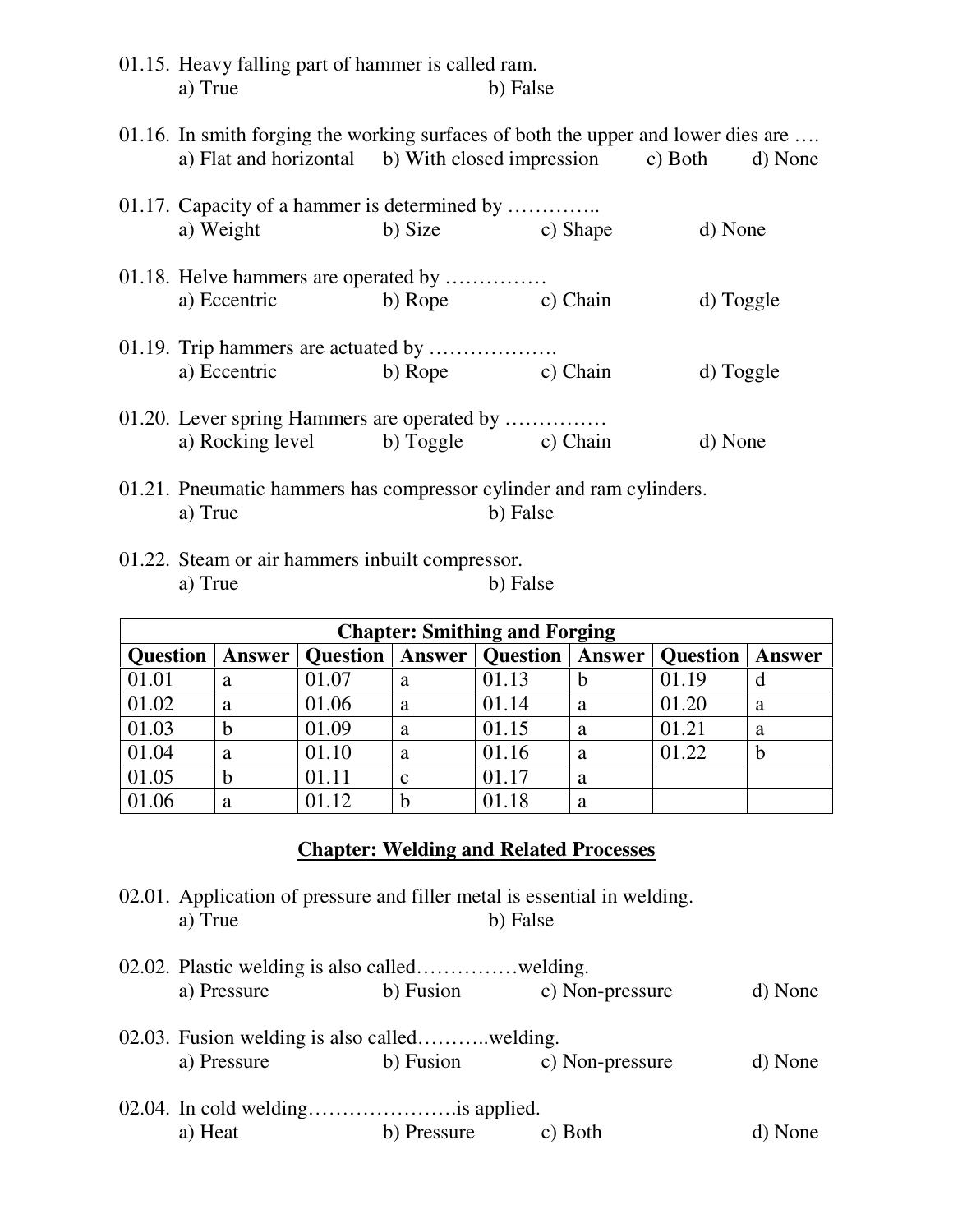01.15. Heavy falling part of hammer is called ram.
a) True b) False

01.16. In smith forging the working surfaces of both the upper and lower dies are ….
a) Flat and horizontal b) With closed impression c) Both d) None

01.17. Capacity of a hammer is determined by …………..
a) Weight b) Size c) Shape d) None

01.18. Helve hammers are operated by ……………
a) Eccentric b) Rope c) Chain d) Toggle

01.19. Trip hammers are actuated by ……………….
a) Eccentric b) Rope c) Chain d) Toggle

01.20. Lever spring Hammers are operated by ……………
a) Rocking level b) Toggle c) Chain d) None

01.21. Pneumatic hammers has compressor cylinder and ram cylinders.
a) True b) False

01.22. Steam or air hammers inbuilt compressor.
a) True b) False

| Chapter: Smithing and Forging | | | | | | | |
|---|---|---|---|---|---|---|---|
| **Question** | **Answer** | **Question** | **Answer** | **Question** | **Answer** | **Question** | **Answer** |
| 01.01 | a | 01.07 | a | 01.13 | b | 01.19 | d |
| 01.02 | a | 01.06 | a | 01.14 | a | 01.20 | a |
| 01.03 | b | 01.09 | a | 01.15 | a | 01.21 | a |
| 01.04 | a | 01.10 | a | 01.16 | a | 01.22 | b |
| 01.05 | b | 01.11 | c | 01.17 | a | | |
| 01.06 | a | 01.12 | b | 01.18 | a | | |

## Chapter: Welding and Related Processes

02.01. Application of pressure and filler metal is essential in welding.
a) True b) False

02.02. Plastic welding is also called……………welding.
a) Pressure b) Fusion c) Non-pressure d) None

02.03. Fusion welding is also called………..welding.
a) Pressure b) Fusion c) Non-pressure d) None

02.04. In cold welding………………….is applied.
a) Heat b) Pressure c) Both d) None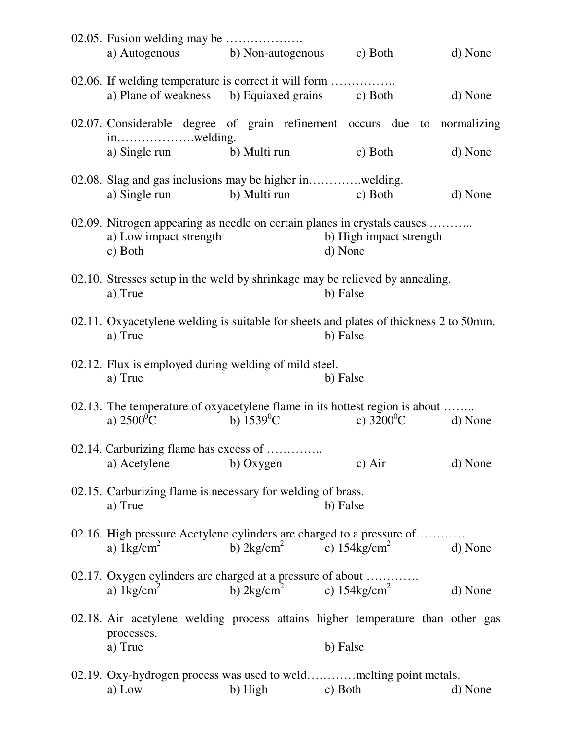02.05. Fusion welding may be ……………….

a) Autogenous b) Non-autogenous c) Both d) None

02.06. If welding temperature is correct it will form …………….

a) Plane of weakness b) Equiaxed grains c) Both d) None

02.07. Considerable degree of grain refinement occurs due to normalizing in……………….welding.

a) Single run b) Multi run c) Both d) None

02.08. Slag and gas inclusions may be higher in…………welding.

a) Single run b) Multi run c) Both d) None

02.09. Nitrogen appearing as needle on certain planes in crystals causes ………..

a) Low impact strength b) High impact strength c) Both d) None

02.10. Stresses setup in the weld by shrinkage may be relieved by annealing.

a) True b) False

02.11. Oxyacetylene welding is suitable for sheets and plates of thickness 2 to 50mm.

a) True b) False

02.12. Flux is employed during welding of mild steel.

a) True b) False

02.13. The temperature of oxyacetylene flame in its hottest region is about ……..

a) $2500^0$C b) $1539^0$C c) $3200^0$C d) None

02.14. Carburizing flame has excess of …………..

a) Acetylene b) Oxygen c) Air d) None

02.15. Carburizing flame is necessary for welding of brass.

a) True b) False

02.16. High pressure Acetylene cylinders are charged to a pressure of…………

a) $1kg/cm^2$ b) $2kg/cm^2$ c) $154kg/cm^2$ d) None

02.17. Oxygen cylinders are charged at a pressure of about ………….

a) $1kg/cm^2$ b) $2kg/cm^2$ c) $154kg/cm^2$ d) None

02.18. Air acetylene welding process attains higher temperature than other gas processes.

a) True b) False

02.19. Oxy-hydrogen process was used to weld…………melting point metals.

a) Low b) High c) Both d) None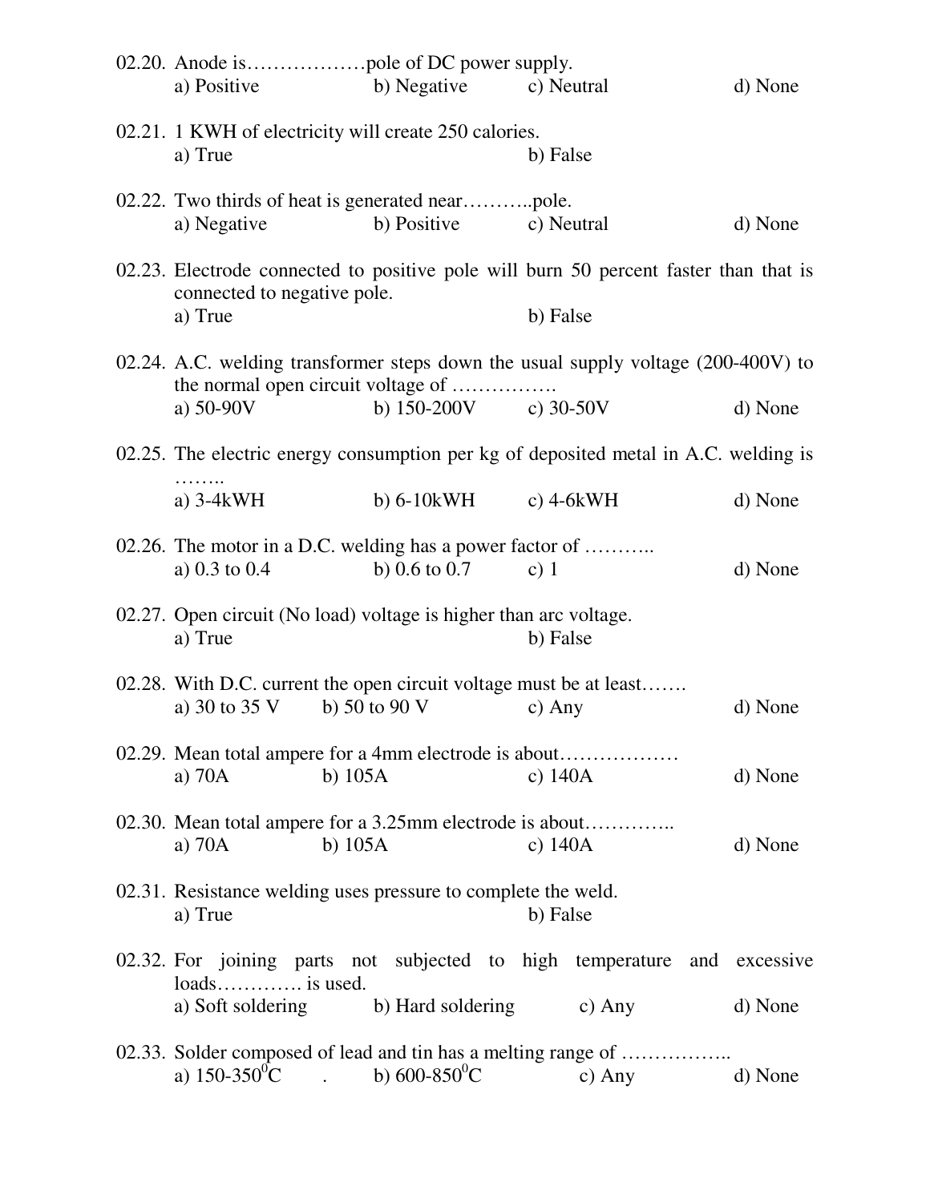02.20. Anode is………………pole of DC power supply.

a) Positive b) Negative c) Neutral d) None

02.21. 1 KWH of electricity will create 250 calories.

a) True b) False

02.22. Two thirds of heat is generated near………..pole.

a) Negative b) Positive c) Neutral d) None

02.23. Electrode connected to positive pole will burn 50 percent faster than that is connected to negative pole.

a) True b) False

02.24. A.C. welding transformer steps down the usual supply voltage (200-400V) to the normal open circuit voltage of …………….

a) 50-90V b) 150-200V c) 30-50V d) None

02.25. The electric energy consumption per kg of deposited metal in A.C. welding is ……..

a) 3-4kWH b) 6-10kWH c) 4-6kWH d) None

02.26. The motor in a D.C. welding has a power factor of ………..

a) 0.3 to 0.4 b) 0.6 to 0.7 c) 1 d) None

02.27. Open circuit (No load) voltage is higher than arc voltage.

a) True b) False

02.28. With D.C. current the open circuit voltage must be at least…….

a) 30 to 35 V b) 50 to 90 V c) Any d) None

02.29. Mean total ampere for a 4mm electrode is about………………

a) 70A b) 105A c) 140A d) None

02.30. Mean total ampere for a 3.25mm electrode is about…………..

a) 70A b) 105A c) 140A d) None

02.31. Resistance welding uses pressure to complete the weld.

a) True b) False

02.32. For joining parts not subjected to high temperature and excessive loads…………. is used.

a) Soft soldering b) Hard soldering c) Any d) None

02.33. Solder composed of lead and tin has a melting range of ……………..

a) 150-350$^{0}$C . b) 600-850$^{0}$C c) Any d) None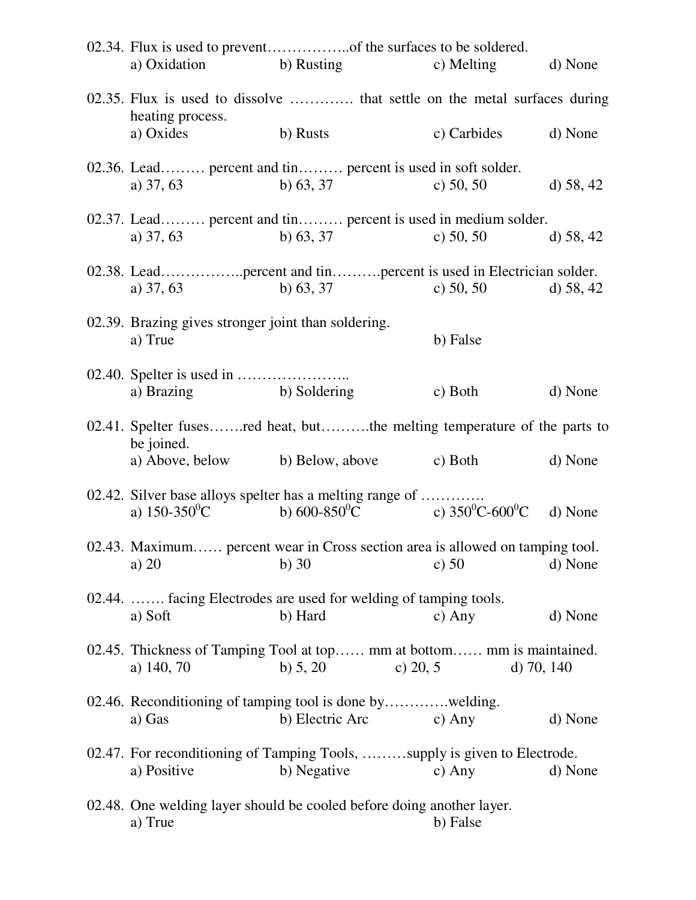02.34. Flux is used to prevent……………..of the surfaces to be soldered.
a) Oxidation b) Rusting c) Melting d) None

02.35. Flux is used to dissolve …………. that settle on the metal surfaces during heating process.
a) Oxides b) Rusts c) Carbides d) None

02.36. Lead……… percent and tin……… percent is used in soft solder.
a) 37, 63 b) 63, 37 c) 50, 50 d) 58, 42

02.37. Lead……… percent and tin……… percent is used in medium solder.
a) 37, 63 b) 63, 37 c) 50, 50 d) 58, 42

02.38. Lead……………..percent and tin……….percent is used in Electrician solder.
a) 37, 63 b) 63, 37 c) 50, 50 d) 58, 42

02.39. Brazing gives stronger joint than soldering.
a) True b) False

02.40. Spelter is used in …………………..
a) Brazing b) Soldering c) Both d) None

02.41. Spelter fuses…….red heat, but……….the melting temperature of the parts to be joined.
a) Above, below b) Below, above c) Both d) None

02.42. Silver base alloys spelter has a melting range of ………….
a) 150-350$^0$C b) 600-850$^0$C c) 350$^0$C-600$^0$C d) None

02.43. Maximum…… percent wear in Cross section area is allowed on tamping tool.
a) 20 b) 30 c) 50 d) None

02.44. ……. facing Electrodes are used for welding of tamping tools.
a) Soft b) Hard c) Any d) None

02.45. Thickness of Tamping Tool at top…… mm at bottom…… mm is maintained.
a) 140, 70 b) 5, 20 c) 20, 5 d) 70, 140

02.46. Reconditioning of tamping tool is done by………….welding.
a) Gas b) Electric Arc c) Any d) None

02.47. For reconditioning of Tamping Tools, ………supply is given to Electrode.
a) Positive b) Negative c) Any d) None

02.48. One welding layer should be cooled before doing another layer.
a) True b) False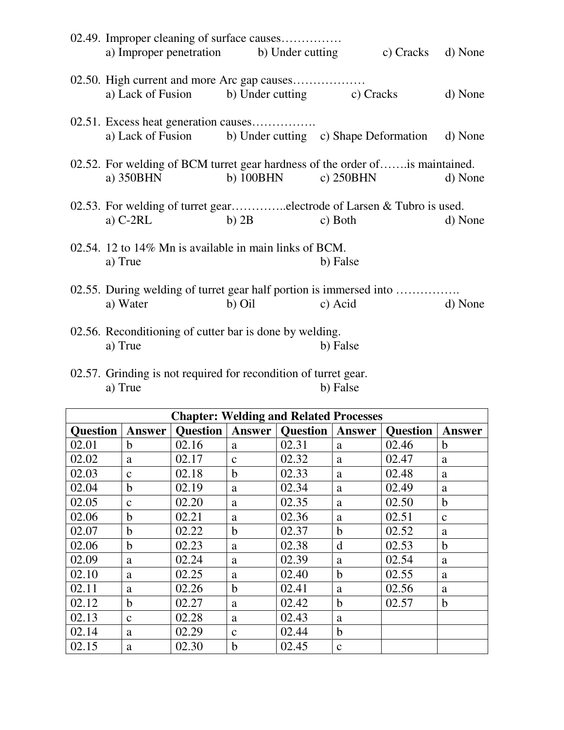02.49. Improper cleaning of surface causes……………
a) Improper penetration b) Under cutting c) Cracks d) None

02.50. High current and more Arc gap causes………………
a) Lack of Fusion b) Under cutting c) Cracks d) None

02.51. Excess heat generation causes…………….
a) Lack of Fusion b) Under cutting c) Shape Deformation d) None

02.52. For welding of BCM turret gear hardness of the order of…….is maintained.
a) 350BHN b) 100BHN c) 250BHN d) None

02.53. For welding of turret gear…………..electrode of Larsen & Tubro is used.
a) C-2RL b) 2B c) Both d) None

02.54. 12 to 14% Mn is available in main links of BCM.
a) True b) False

02.55. During welding of turret gear half portion is immersed into …………….
a) Water b) Oil c) Acid d) None

02.56. Reconditioning of cutter bar is done by welding.
a) True b) False

02.57. Grinding is not required for recondition of turret gear.
a) True b) False

| Chapter: Welding and Related Processes | | | | | | | |
|---|---|---|---|---|---|---|---|
| **Question** | **Answer** | **Question** | **Answer** | **Question** | **Answer** | **Question** | **Answer** |
| 02.01 | b | 02.16 | a | 02.31 | a | 02.46 | b |
| 02.02 | a | 02.17 | c | 02.32 | a | 02.47 | a |
| 02.03 | c | 02.18 | b | 02.33 | a | 02.48 | a |
| 02.04 | b | 02.19 | a | 02.34 | a | 02.49 | a |
| 02.05 | c | 02.20 | a | 02.35 | a | 02.50 | b |
| 02.06 | b | 02.21 | a | 02.36 | a | 02.51 | c |
| 02.07 | b | 02.22 | b | 02.37 | b | 02.52 | a |
| 02.06 | b | 02.23 | a | 02.38 | d | 02.53 | b |
| 02.09 | a | 02.24 | a | 02.39 | a | 02.54 | a |
| 02.10 | a | 02.25 | a | 02.40 | b | 02.55 | a |
| 02.11 | a | 02.26 | b | 02.41 | a | 02.56 | a |
| 02.12 | b | 02.27 | a | 02.42 | b | 02.57 | b |
| 02.13 | c | 02.28 | a | 02.43 | a | | |
| 02.14 | a | 02.29 | c | 02.44 | b | | |
| 02.15 | a | 02.30 | b | 02.45 | c | | |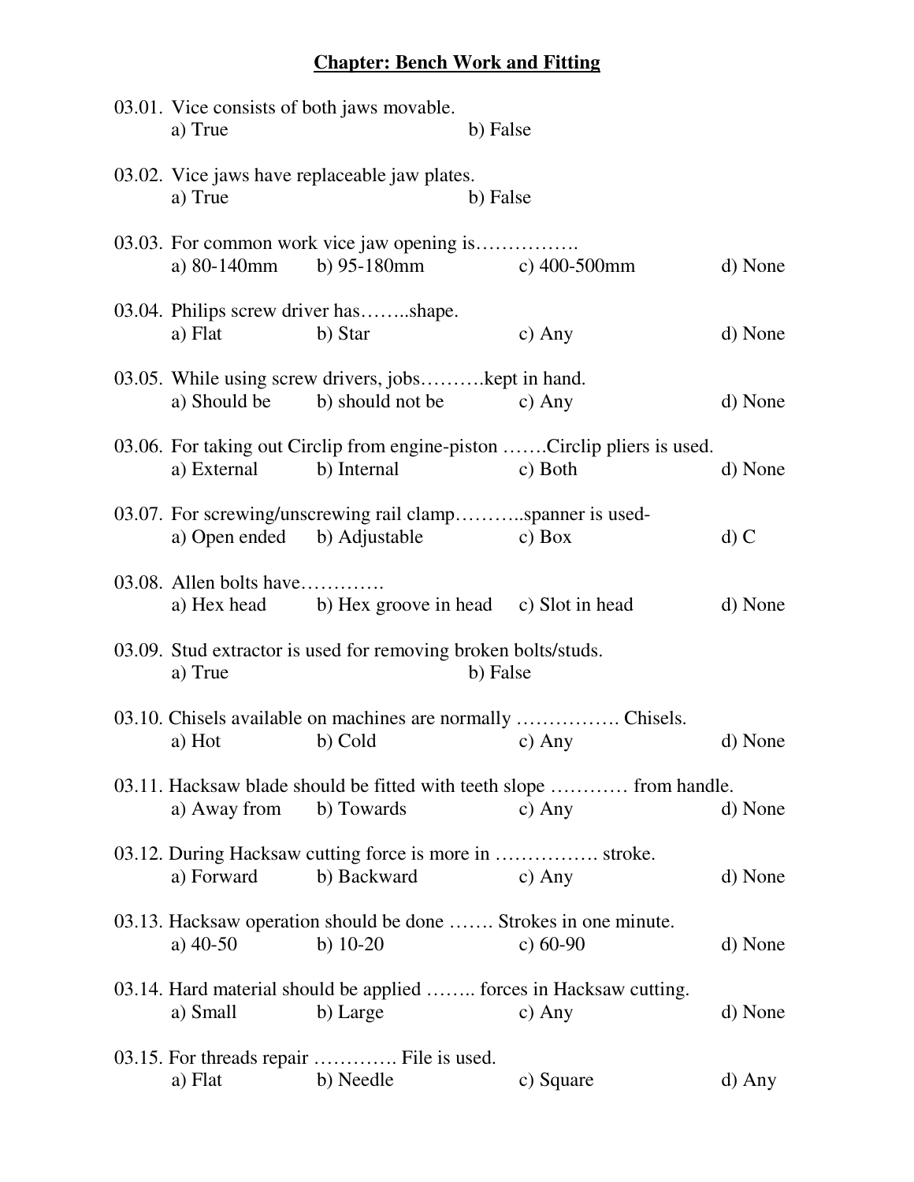## Chapter: Bench Work and Fitting

03.01. Vice consists of both jaws movable.

a) True b) False

03.02. Vice jaws have replaceable jaw plates.

a) True b) False

03.03. For common work vice jaw opening is…………….

a) 80-140mm b) 95-180mm c) 400-500mm d) None

03.04. Philips screw driver has……..shape.

a) Flat b) Star c) Any d) None

03.05. While using screw drivers, jobs……….kept in hand.

a) Should be b) should not be c) Any d) None

03.06. For taking out Circlip from engine-piston …….Circlip pliers is used.

a) External b) Internal c) Both d) None

03.07. For screwing/unscrewing rail clamp………..spanner is used-

a) Open ended b) Adjustable c) Box d) C

03.08. Allen bolts have………….

a) Hex head b) Hex groove in head c) Slot in head d) None

03.09. Stud extractor is used for removing broken bolts/studs.

a) True b) False

03.10. Chisels available on machines are normally ……………. Chisels.

a) Hot b) Cold c) Any d) None

03.11. Hacksaw blade should be fitted with teeth slope ………… from handle.

a) Away from b) Towards c) Any d) None

03.12. During Hacksaw cutting force is more in ……………. stroke.

a) Forward b) Backward c) Any d) None

03.13. Hacksaw operation should be done ……. Strokes in one minute.

a) 40-50 b) 10-20 c) 60-90 d) None

03.14. Hard material should be applied …….. forces in Hacksaw cutting.

a) Small b) Large c) Any d) None

03.15. For threads repair …………. File is used.

a) Flat b) Needle c) Square d) Any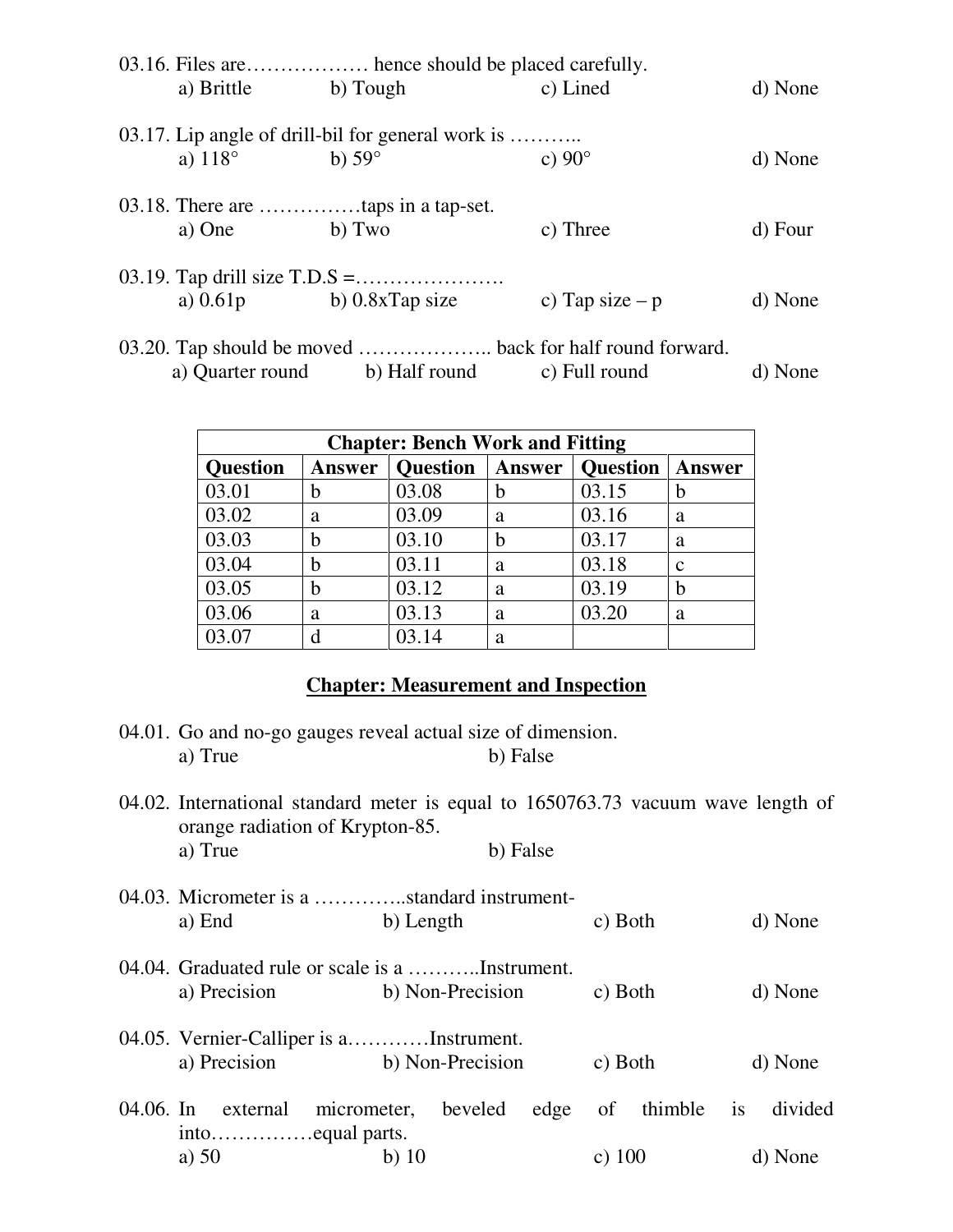03.16. Files are……………… hence should be placed carefully.

a) Brittle  b) Tough  c) Lined  d) None

03.17. Lip angle of drill-bil for general work is ………..

a) 118°  b) 59°  c) 90°  d) None

03.18. There are ……………taps in a tap-set.

a) One  b) Two  c) Three  d) Four

03.19. Tap drill size T.D.S =………………….

a) 0.61p  b) 0.8xTap size  c) Tap size – p  d) None

03.20. Tap should be moved ……………….. back for half round forward.

a) Quarter round  b) Half round  c) Full round  d) None

| Chapter: Bench Work and Fitting | | | | | |
|---|---|---|---|---|---|
| Question | Answer | Question | Answer | Question | Answer |
| 03.01 | b | 03.08 | b | 03.15 | b |
| 03.02 | a | 03.09 | a | 03.16 | a |
| 03.03 | b | 03.10 | b | 03.17 | a |
| 03.04 | b | 03.11 | a | 03.18 | c |
| 03.05 | b | 03.12 | a | 03.19 | b |
| 03.06 | a | 03.13 | a | 03.20 | a |
| 03.07 | d | 03.14 | a | | |

## Chapter: Measurement and Inspection

04.01. Go and no-go gauges reveal actual size of dimension.

a) True  b) False

04.02. International standard meter is equal to 1650763.73 vacuum wave length of orange radiation of Krypton-85.

a) True  b) False

04.03. Micrometer is a …………..standard instrument-

a) End  b) Length  c) Both  d) None

04.04. Graduated rule or scale is a ………..Instrument.

a) Precision  b) Non-Precision  c) Both  d) None

04.05. Vernier-Calliper is a…………Instrument.

a) Precision  b) Non-Precision  c) Both  d) None

04.06. In external micrometer, beveled edge of thimble is divided into……………equal parts.

a) 50  b) 10  c) 100  d) None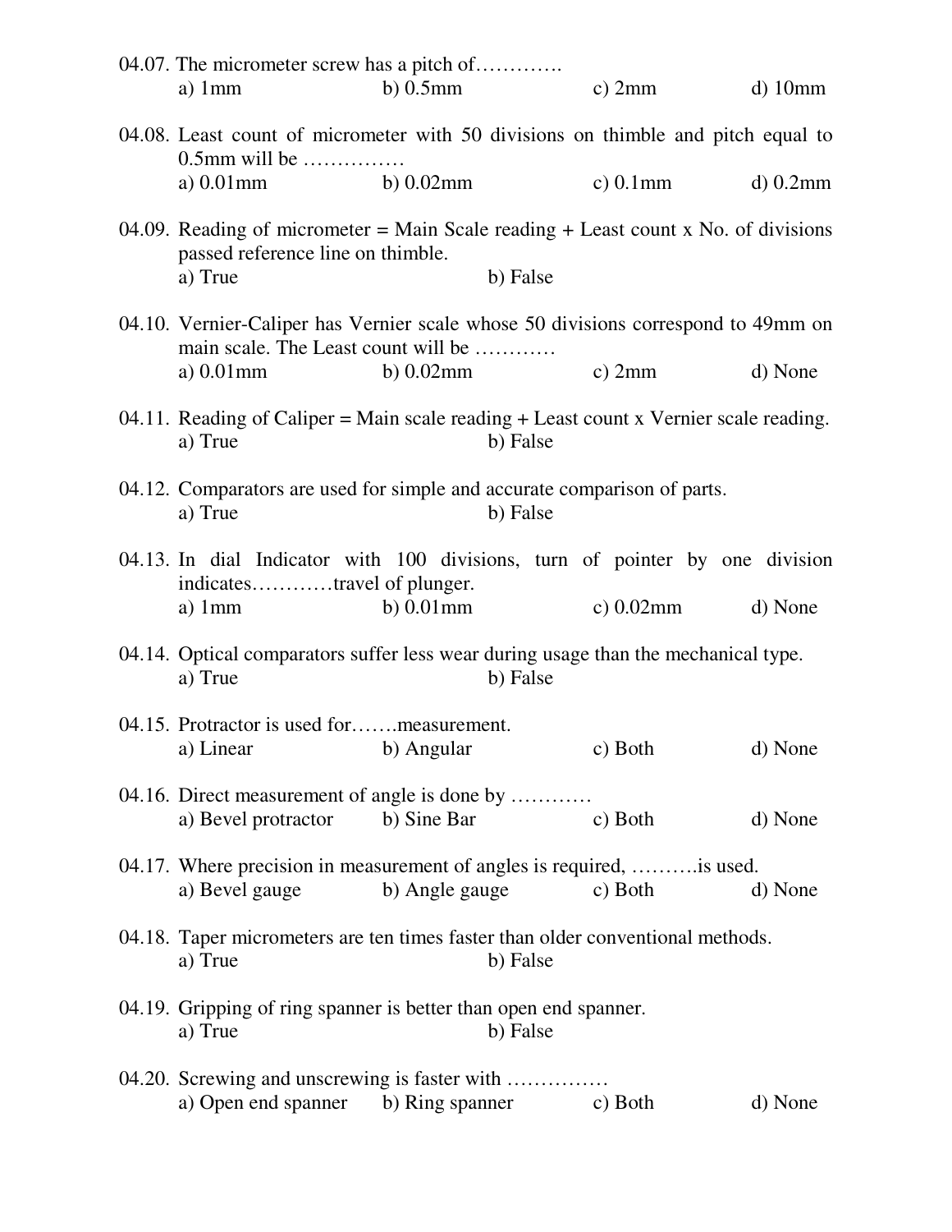04.07. The micrometer screw has a pitch of………….

a) 1mm b) 0.5mm c) 2mm d) 10mm

04.08. Least count of micrometer with 50 divisions on thimble and pitch equal to 0.5mm will be ……………

a) 0.01mm b) 0.02mm c) 0.1mm d) 0.2mm

04.09. Reading of micrometer = Main Scale reading + Least count x No. of divisions passed reference line on thimble.

a) True b) False

04.10. Vernier-Caliper has Vernier scale whose 50 divisions correspond to 49mm on main scale. The Least count will be …………

a) 0.01mm b) 0.02mm c) 2mm d) None

04.11. Reading of Caliper = Main scale reading + Least count x Vernier scale reading.

a) True b) False

04.12. Comparators are used for simple and accurate comparison of parts.

a) True b) False

04.13. In dial Indicator with 100 divisions, turn of pointer by one division indicates…………travel of plunger.

a) 1mm b) 0.01mm c) 0.02mm d) None

04.14. Optical comparators suffer less wear during usage than the mechanical type.

a) True b) False

04.15. Protractor is used for…….measurement.

a) Linear b) Angular c) Both d) None

04.16. Direct measurement of angle is done by …………

a) Bevel protractor b) Sine Bar c) Both d) None

04.17. Where precision in measurement of angles is required, ……….is used.

a) Bevel gauge b) Angle gauge c) Both d) None

04.18. Taper micrometers are ten times faster than older conventional methods.

a) True b) False

04.19. Gripping of ring spanner is better than open end spanner.

a) True b) False

04.20. Screwing and unscrewing is faster with ……………

a) Open end spanner b) Ring spanner c) Both d) None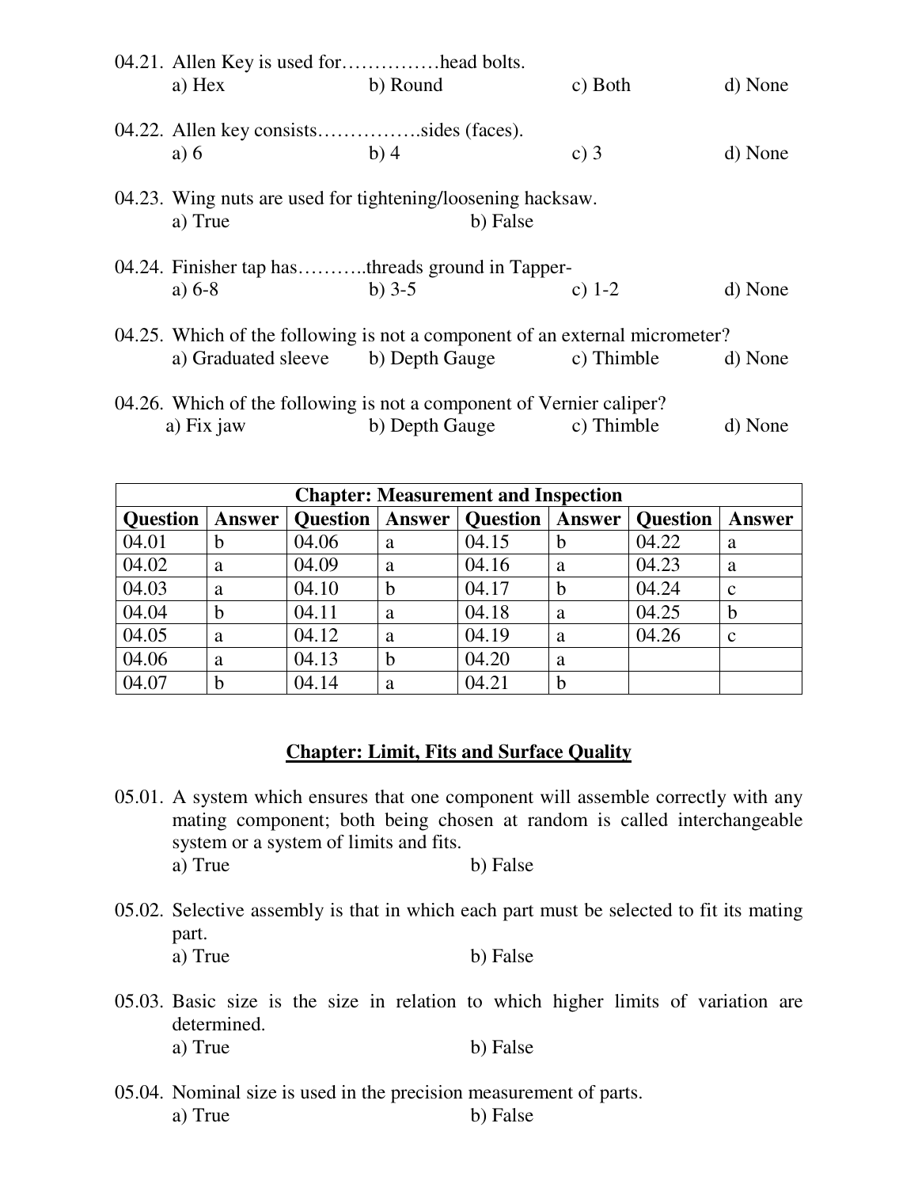04.21. Allen Key is used for……………head bolts.

a) Hex　　b) Round　　c) Both　　d) None

04.22. Allen key consists…………….sides (faces).

a) 6　　b) 4　　c) 3　　d) None

04.23. Wing nuts are used for tightening/loosening hacksaw.

a) True　　b) False

04.24. Finisher tap has………..threads ground in Tapper-

a) 6-8　　b) 3-5　　c) 1-2　　d) None

04.25. Which of the following is not a component of an external micrometer?

a) Graduated sleeve　　b) Depth Gauge　　c) Thimble　　d) None

04.26. Which of the following is not a component of Vernier caliper?

a) Fix jaw　　b) Depth Gauge　　c) Thimble　　d) None

| **Chapter: Measurement and Inspection** | | | | | | | |
|---|---|---|---|---|---|---|---|
| **Question** | **Answer** | **Question** | **Answer** | **Question** | **Answer** | **Question** | **Answer** |
| 04.01 | b | 04.06 | a | 04.15 | b | 04.22 | a |
| 04.02 | a | 04.09 | a | 04.16 | a | 04.23 | a |
| 04.03 | a | 04.10 | b | 04.17 | b | 04.24 | c |
| 04.04 | b | 04.11 | a | 04.18 | a | 04.25 | b |
| 04.05 | a | 04.12 | a | 04.19 | a | 04.26 | c |
| 04.06 | a | 04.13 | b | 04.20 | a | | |
| 04.07 | b | 04.14 | a | 04.21 | b | | |

## Chapter: Limit, Fits and Surface Quality

05.01. A system which ensures that one component will assemble correctly with any mating component; both being chosen at random is called interchangeable system or a system of limits and fits.

a) True　　b) False

05.02. Selective assembly is that in which each part must be selected to fit its mating part.

a) True　　b) False

05.03. Basic size is the size in relation to which higher limits of variation are determined.

a) True　　b) False

05.04. Nominal size is used in the precision measurement of parts.

a) True　　b) False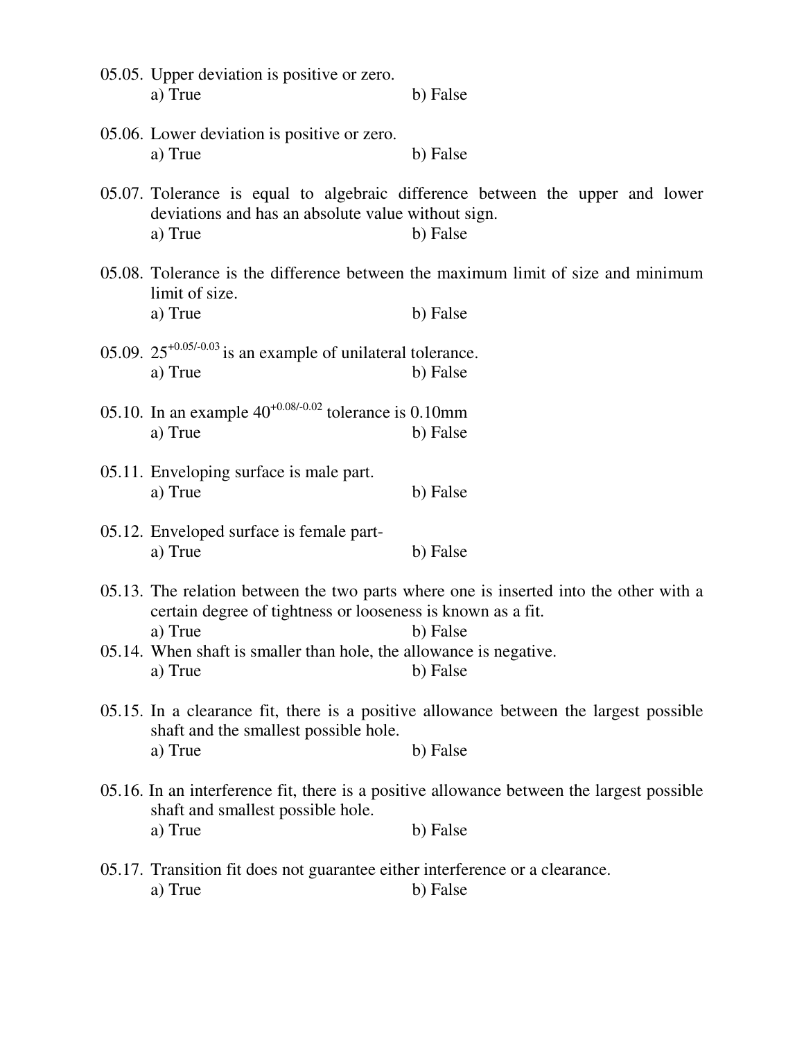05.05. Upper deviation is positive or zero.

a) True b) False

05.06. Lower deviation is positive or zero.

a) True b) False

05.07. Tolerance is equal to algebraic difference between the upper and lower deviations and has an absolute value without sign.

a) True b) False

05.08. Tolerance is the difference between the maximum limit of size and minimum limit of size.

a) True b) False

05.09. $25^{+0.05/-0.03}$ is an example of unilateral tolerance.

a) True b) False

05.10. In an example $40^{+0.08/-0.02}$ tolerance is 0.10mm

a) True b) False

05.11. Enveloping surface is male part.

a) True b) False

05.12. Enveloped surface is female part-

a) True b) False

05.13. The relation between the two parts where one is inserted into the other with a certain degree of tightness or looseness is known as a fit.

a) True b) False

05.14. When shaft is smaller than hole, the allowance is negative.

a) True b) False

05.15. In a clearance fit, there is a positive allowance between the largest possible shaft and the smallest possible hole.

a) True b) False

05.16. In an interference fit, there is a positive allowance between the largest possible shaft and smallest possible hole.

a) True b) False

05.17. Transition fit does not guarantee either interference or a clearance.

a) True b) False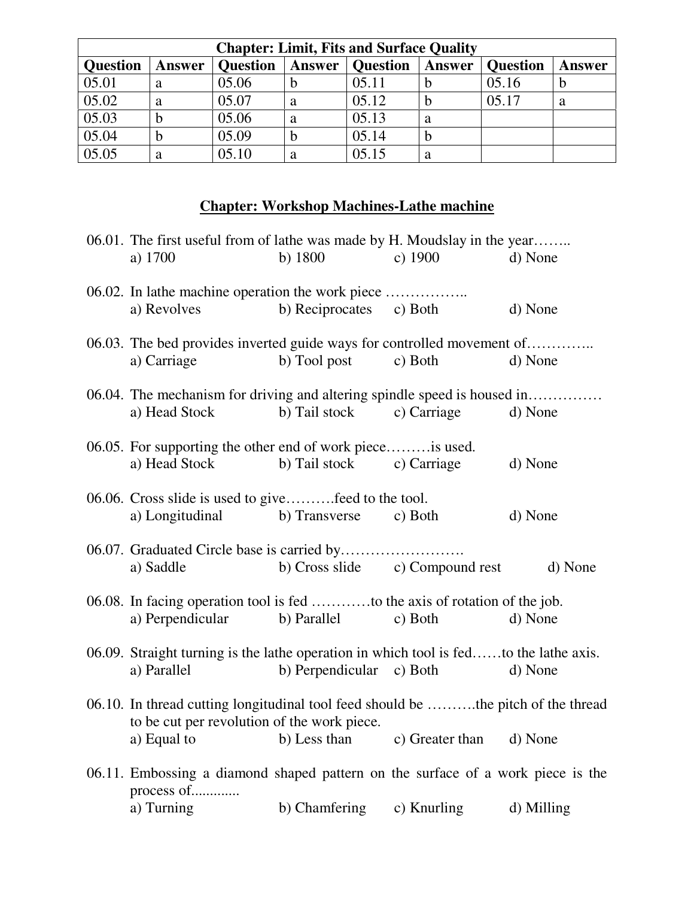| Chapter: Limit, Fits and Surface Quality | | | | | | | |
|---|---|---|---|---|---|---|---|
| **Question** | **Answer** | **Question** | **Answer** | **Question** | **Answer** | **Question** | **Answer** |
| 05.01 | a | 05.06 | b | 05.11 | b | 05.16 | b |
| 05.02 | a | 05.07 | a | 05.12 | b | 05.17 | a |
| 05.03 | b | 05.06 | a | 05.13 | a | | |
| 05.04 | b | 05.09 | b | 05.14 | b | | |
| 05.05 | a | 05.10 | a | 05.15 | a | | |

## Chapter: Workshop Machines-Lathe machine

06.01. The first useful from of lathe was made by H. Moudslay in the year……..
a) 1700 b) 1800 c) 1900 d) None

06.02. In lathe machine operation the work piece ……………..
a) Revolves b) Reciprocates c) Both d) None

06.03. The bed provides inverted guide ways for controlled movement of…………..
a) Carriage b) Tool post c) Both d) None

06.04. The mechanism for driving and altering spindle speed is housed in……………
a) Head Stock b) Tail stock c) Carriage d) None

06.05. For supporting the other end of work piece………is used.
a) Head Stock b) Tail stock c) Carriage d) None

06.06. Cross slide is used to give……….feed to the tool.
a) Longitudinal b) Transverse c) Both d) None

06.07. Graduated Circle base is carried by…………………….
a) Saddle b) Cross slide c) Compound rest d) None

06.08. In facing operation tool is fed …………to the axis of rotation of the job.
a) Perpendicular b) Parallel c) Both d) None

06.09. Straight turning is the lathe operation in which tool is fed……to the lathe axis.
a) Parallel b) Perpendicular c) Both d) None

06.10. In thread cutting longitudinal tool feed should be ……….the pitch of the thread to be cut per revolution of the work piece.
a) Equal to b) Less than c) Greater than d) None

06.11. Embossing a diamond shaped pattern on the surface of a work piece is the process of............
a) Turning b) Chamfering c) Knurling d) Milling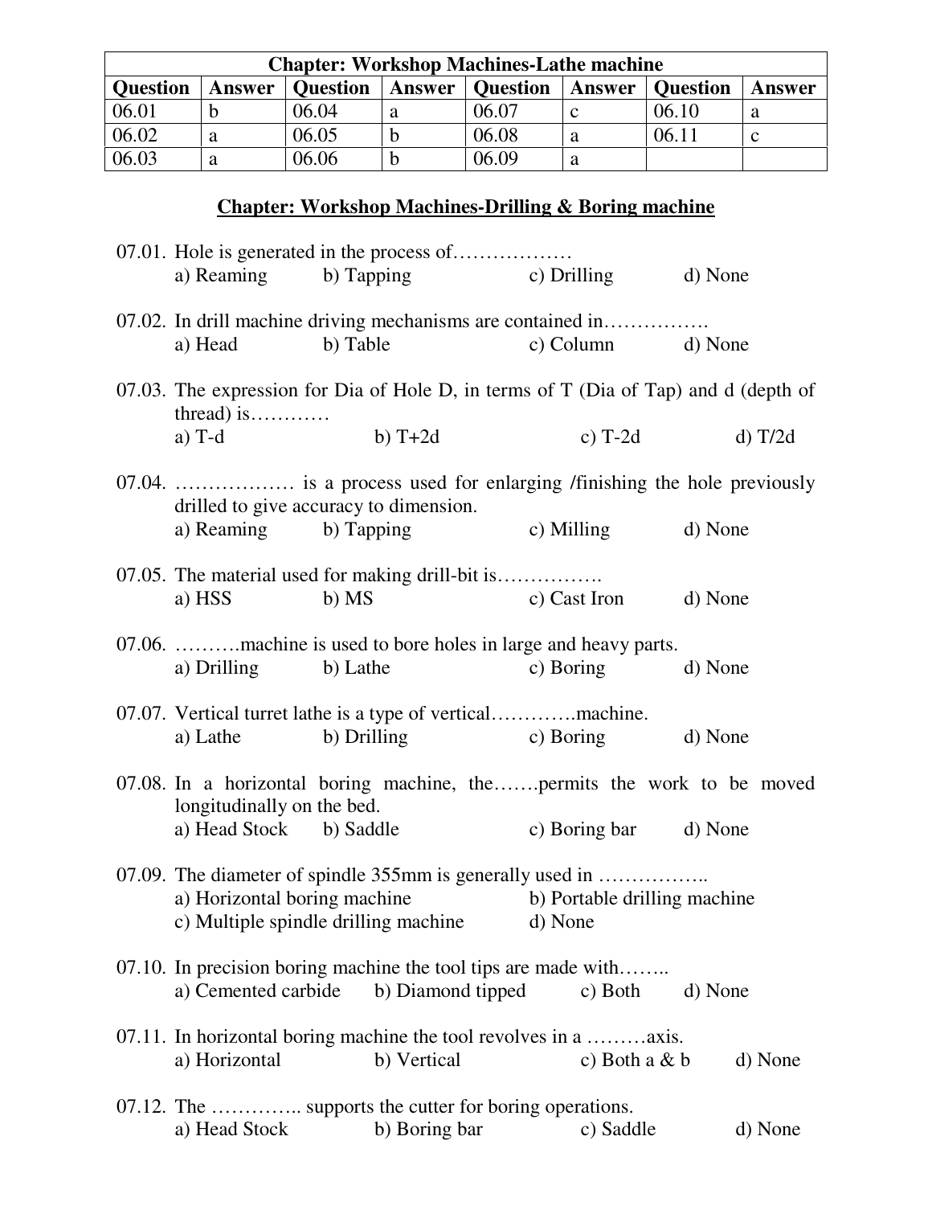| Chapter: Workshop Machines-Lathe machine | | | | | | | |
|---|---|---|---|---|---|---|---|
| **Question** | **Answer** | **Question** | **Answer** | **Question** | **Answer** | **Question** | **Answer** |
| 06.01 | b | 06.04 | a | 06.07 | c | 06.10 | a |
| 06.02 | a | 06.05 | b | 06.08 | a | 06.11 | c |
| 06.03 | a | 06.06 | b | 06.09 | a | | |

## Chapter: Workshop Machines-Drilling & Boring machine

07.01. Hole is generated in the process of………………
a) Reaming b) Tapping c) Drilling d) None

07.02. In drill machine driving mechanisms are contained in…………….
a) Head b) Table c) Column d) None

07.03. The expression for Dia of Hole D, in terms of T (Dia of Tap) and d (depth of thread) is…………
a) T-d b) T+2d c) T-2d d) T/2d

07.04. ……………… is a process used for enlarging /finishing the hole previously drilled to give accuracy to dimension.
a) Reaming b) Tapping c) Milling d) None

07.05. The material used for making drill-bit is…………….
a) HSS b) MS c) Cast Iron d) None

07.06. ……….machine is used to bore holes in large and heavy parts.
a) Drilling b) Lathe c) Boring d) None

07.07. Vertical turret lathe is a type of vertical………….machine.
a) Lathe b) Drilling c) Boring d) None

07.08. In a horizontal boring machine, the…….permits the work to be moved longitudinally on the bed.
a) Head Stock b) Saddle c) Boring bar d) None

07.09. The diameter of spindle 355mm is generally used in ……………..
a) Horizontal boring machine b) Portable drilling machine
c) Multiple spindle drilling machine d) None

07.10. In precision boring machine the tool tips are made with……..
a) Cemented carbide b) Diamond tipped c) Both d) None

07.11. In horizontal boring machine the tool revolves in a ………axis.
a) Horizontal b) Vertical c) Both a & b d) None

07.12. The ………….. supports the cutter for boring operations.
a) Head Stock b) Boring bar c) Saddle d) None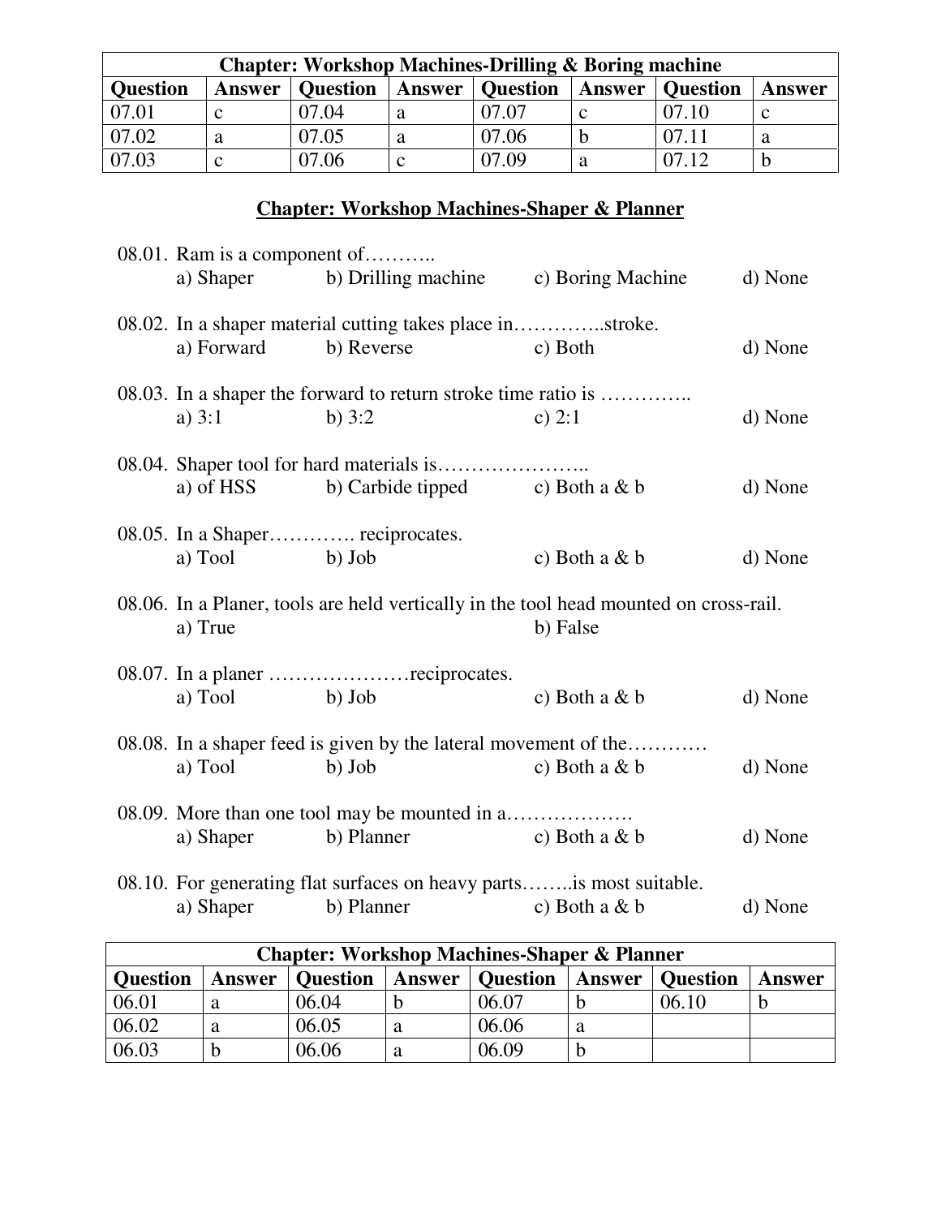| Chapter: Workshop Machines-Drilling & Boring machine | | | | | | | |
|---|---|---|---|---|---|---|---|
| **Question** | **Answer** | **Question** | **Answer** | **Question** | **Answer** | **Question** | **Answer** |
| 07.01 | c | 07.04 | a | 07.07 | c | 07.10 | c |
| 07.02 | a | 07.05 | a | 07.06 | b | 07.11 | a |
| 07.03 | c | 07.06 | c | 07.09 | a | 07.12 | b |

## Chapter: Workshop Machines-Shaper & Planner

08.01. Ram is a component of………..
a) Shaper b) Drilling machine c) Boring Machine d) None

08.02. In a shaper material cutting takes place in…………..stroke.
a) Forward b) Reverse c) Both d) None

08.03. In a shaper the forward to return stroke time ratio is …………..
a) 3:1 b) 3:2 c) 2:1 d) None

08.04. Shaper tool for hard materials is…………………..
a) of HSS b) Carbide tipped c) Both a & b d) None

08.05. In a Shaper…………. reciprocates.
a) Tool b) Job c) Both a & b d) None

08.06. In a Planer, tools are held vertically in the tool head mounted on cross-rail.
a) True b) False

08.07. In a planer …………………reciprocates.
a) Tool b) Job c) Both a & b d) None

08.08. In a shaper feed is given by the lateral movement of the…………
a) Tool b) Job c) Both a & b d) None

08.09. More than one tool may be mounted in a……………….
a) Shaper b) Planner c) Both a & b d) None

08.10. For generating flat surfaces on heavy parts……..is most suitable.
a) Shaper b) Planner c) Both a & b d) None

| Chapter: Workshop Machines-Shaper & Planner | | | | | | | |
|---|---|---|---|---|---|---|---|
| **Question** | **Answer** | **Question** | **Answer** | **Question** | **Answer** | **Question** | **Answer** |
| 06.01 | a | 06.04 | b | 06.07 | b | 06.10 | b |
| 06.02 | a | 06.05 | a | 06.06 | a | | |
| 06.03 | b | 06.06 | a | 06.09 | b | | |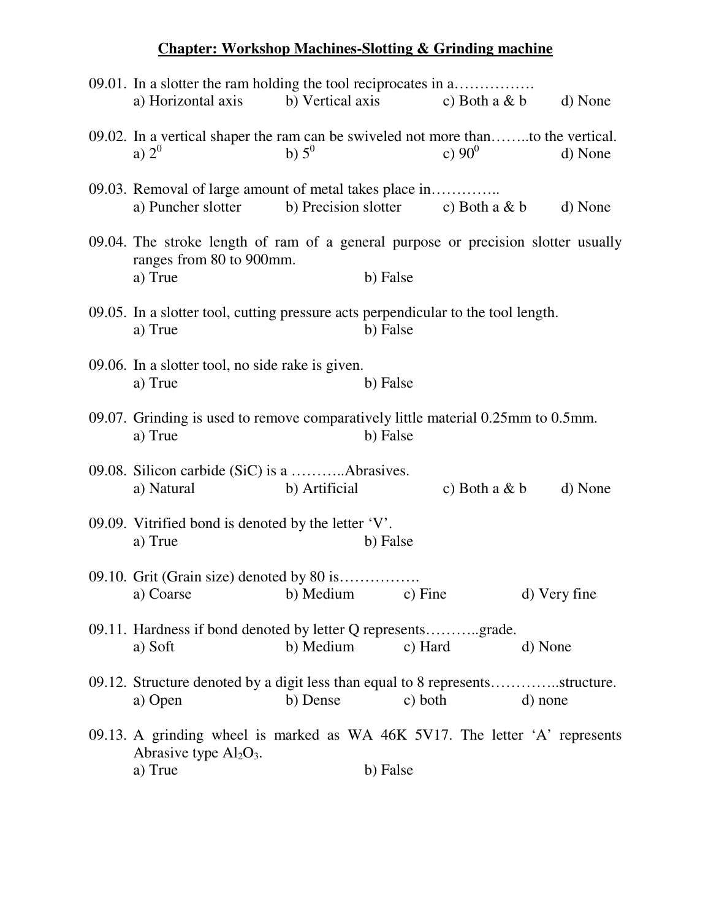## Chapter: Workshop Machines-Slotting & Grinding machine

09.01. In a slotter the ram holding the tool reciprocates in a…………….
a) Horizontal axis b) Vertical axis c) Both a & b d) None

09.02. In a vertical shaper the ram can be swiveled not more than……..to the vertical.
a) $2^0$ b) $5^0$ c) $90^0$ d) None

09.03. Removal of large amount of metal takes place in…………..
a) Puncher slotter b) Precision slotter c) Both a & b d) None

09.04. The stroke length of ram of a general purpose or precision slotter usually ranges from 80 to 900mm.
a) True b) False

09.05. In a slotter tool, cutting pressure acts perpendicular to the tool length.
a) True b) False

09.06. In a slotter tool, no side rake is given.
a) True b) False

09.07. Grinding is used to remove comparatively little material 0.25mm to 0.5mm.
a) True b) False

09.08. Silicon carbide (SiC) is a ………..Abrasives.
a) Natural b) Artificial c) Both a & b d) None

09.09. Vitrified bond is denoted by the letter 'V'.
a) True b) False

09.10. Grit (Grain size) denoted by 80 is…………….
a) Coarse b) Medium c) Fine d) Very fine

09.11. Hardness if bond denoted by letter Q represents………..grade.
a) Soft b) Medium c) Hard d) None

09.12. Structure denoted by a digit less than equal to 8 represents…………..structure.
a) Open b) Dense c) both d) none

09.13. A grinding wheel is marked as WA 46K 5V17. The letter 'A' represents Abrasive type $Al_2O_3$.
a) True b) False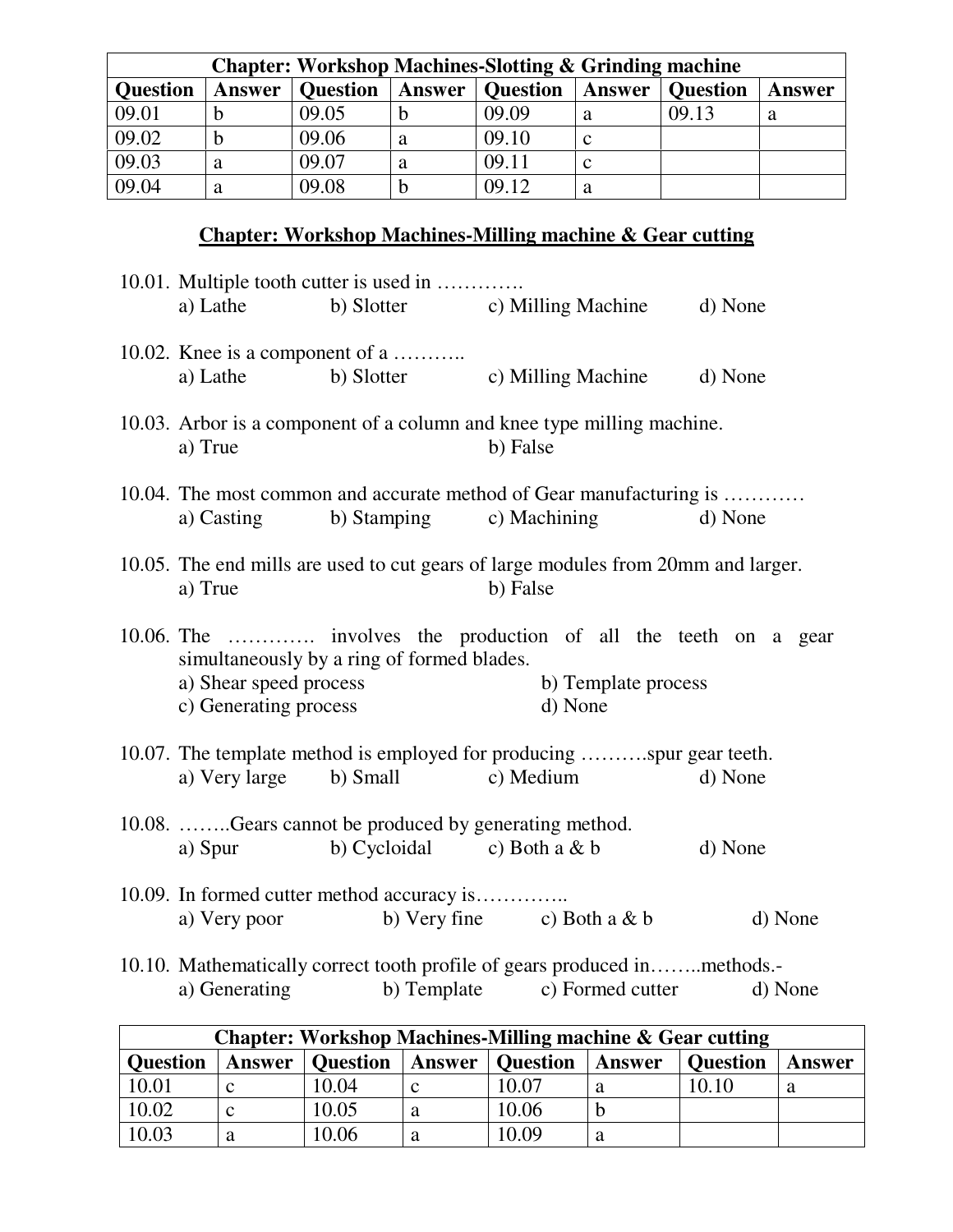| Chapter: Workshop Machines-Slotting & Grinding machine | | | | | | | |
|---|---|---|---|---|---|---|---|
| **Question** | **Answer** | **Question** | **Answer** | **Question** | **Answer** | **Question** | **Answer** |
| 09.01 | b | 09.05 | b | 09.09 | a | 09.13 | a |
| 09.02 | b | 09.06 | a | 09.10 | c | | |
| 09.03 | a | 09.07 | a | 09.11 | c | | |
| 09.04 | a | 09.08 | b | 09.12 | a | | |

## Chapter: Workshop Machines-Milling machine & Gear cutting

10.01. Multiple tooth cutter is used in ………….
a) Lathe  b) Slotter  c) Milling Machine  d) None

10.02. Knee is a component of a ………..
a) Lathe  b) Slotter  c) Milling Machine  d) None

10.03. Arbor is a component of a column and knee type milling machine.
a) True  b) False

10.04. The most common and accurate method of Gear manufacturing is …………
a) Casting  b) Stamping  c) Machining  d) None

10.05. The end mills are used to cut gears of large modules from 20mm and larger.
a) True  b) False

10.06. The …………. involves the production of all the teeth on a gear simultaneously by a ring of formed blades.
a) Shear speed process  b) Template process
c) Generating process  d) None

10.07. The template method is employed for producing ……….spur gear teeth.
a) Very large  b) Small  c) Medium  d) None

10.08. ……..Gears cannot be produced by generating method.
a) Spur  b) Cycloidal  c) Both a & b  d) None

10.09. In formed cutter method accuracy is…………..
a) Very poor  b) Very fine  c) Both a & b  d) None

10.10. Mathematically correct tooth profile of gears produced in……..methods.-
a) Generating  b) Template  c) Formed cutter  d) None

| Chapter: Workshop Machines-Milling machine & Gear cutting | | | | | | | |
|---|---|---|---|---|---|---|---|
| **Question** | **Answer** | **Question** | **Answer** | **Question** | **Answer** | **Question** | **Answer** |
| 10.01 | c | 10.04 | c | 10.07 | a | 10.10 | a |
| 10.02 | c | 10.05 | a | 10.06 | b | | |
| 10.03 | a | 10.06 | a | 10.09 | a | | |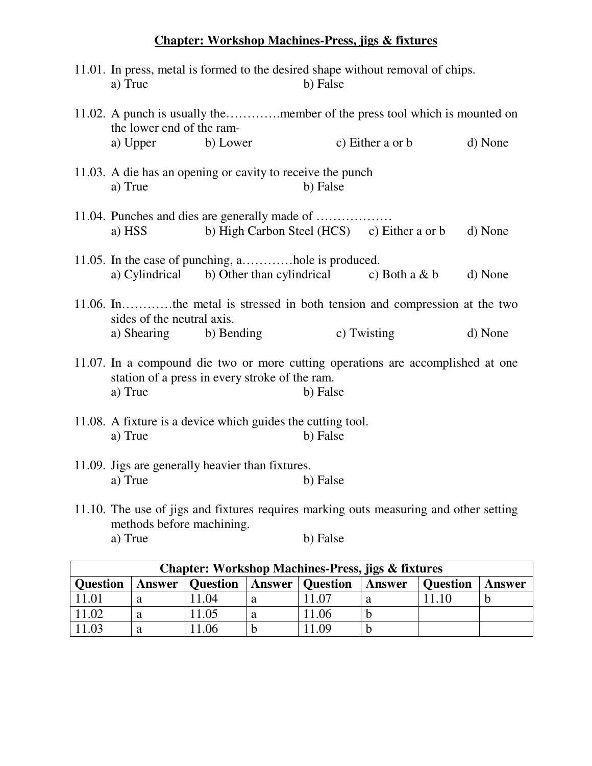**Chapter: Workshop Machines-Press, jigs & fixtures**

11.01. In press, metal is formed to the desired shape without removal of chips.
a) True b) False

11.02. A punch is usually the…………member of the press tool which is mounted on the lower end of the ram-
a) Upper b) Lower c) Either a or b d) None

11.03. A die has an opening or cavity to receive the punch
a) True b) False

11.04. Punches and dies are generally made of ………………
a) HSS b) High Carbon Steel (HCS) c) Either a or b d) None

11.05. In the case of punching, a…………hole is produced.
a) Cylindrical b) Other than cylindrical c) Both a & b d) None

11.06. In…………the metal is stressed in both tension and compression at the two sides of the neutral axis.
a) Shearing b) Bending c) Twisting d) None

11.07. In a compound die two or more cutting operations are accomplished at one station of a press in every stroke of the ram.
a) True b) False

11.08. A fixture is a device which guides the cutting tool.
a) True b) False

11.09. Jigs are generally heavier than fixtures.
a) True b) False

11.10. The use of jigs and fixtures requires marking outs measuring and other setting methods before machining.
a) True b) False

| Chapter: Workshop Machines-Press, jigs & fixtures | | | | | | | |
|---|---|---|---|---|---|---|---|
| **Question** | **Answer** | **Question** | **Answer** | **Question** | **Answer** | **Question** | **Answer** |
| 11.01 | a | 11.04 | a | 11.07 | a | 11.10 | b |
| 11.02 | a | 11.05 | a | 11.06 | b | | |
| 11.03 | a | 11.06 | b | 11.09 | b | | |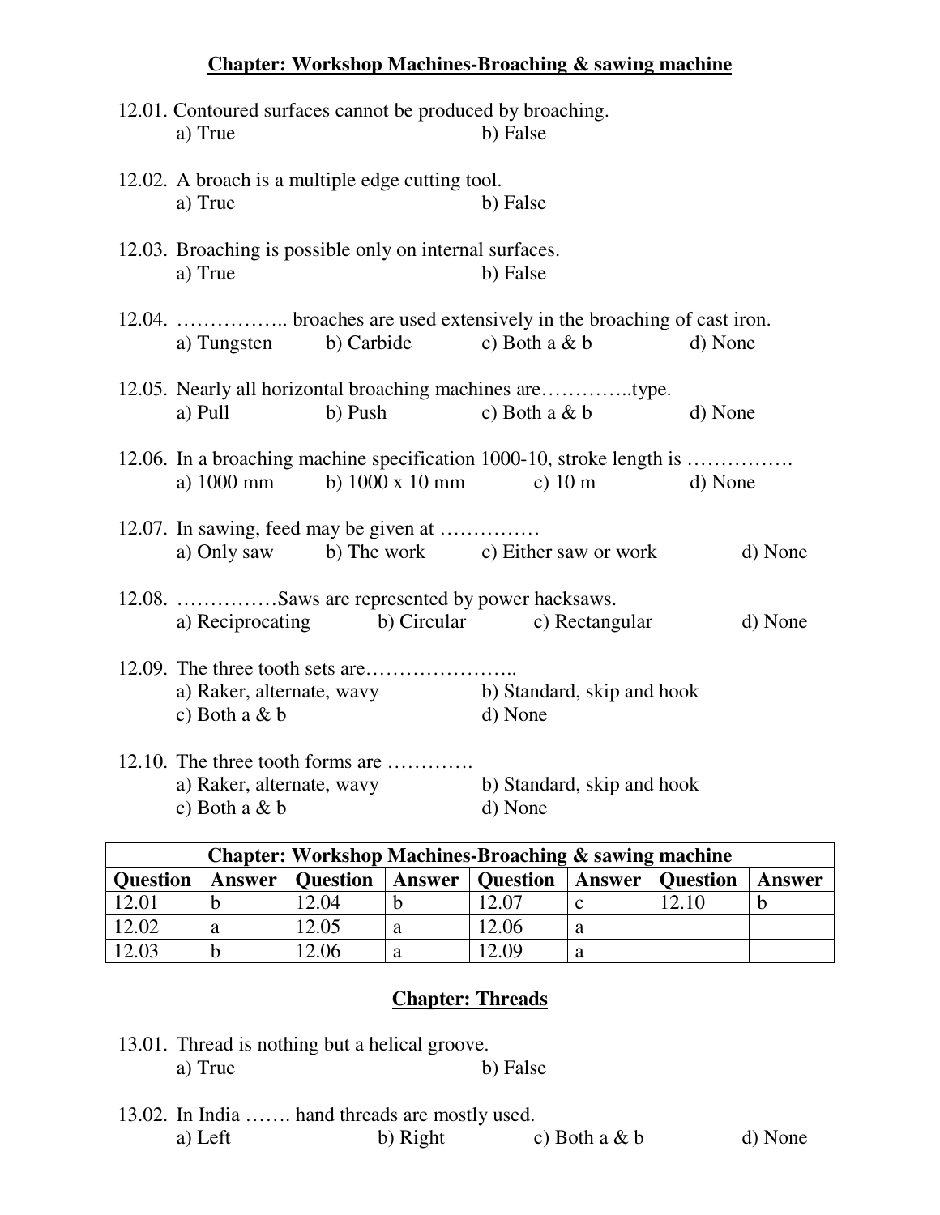## Chapter: Workshop Machines-Broaching & sawing machine

12.01. Contoured surfaces cannot be produced by broaching.
- a) True
- b) False

12.02. A broach is a multiple edge cutting tool.
- a) True
- b) False

12.03. Broaching is possible only on internal surfaces.
- a) True
- b) False

12.04. …………….. broaches are used extensively in the broaching of cast iron.
- a) Tungsten
- b) Carbide
- c) Both a & b
- d) None

12.05. Nearly all horizontal broaching machines are…………..type.
- a) Pull
- b) Push
- c) Both a & b
- d) None

12.06. In a broaching machine specification 1000-10, stroke length is …………….
- a) 1000 mm
- b) 1000 x 10 mm
- c) 10 m
- d) None

12.07. In sawing, feed may be given at ……………
- a) Only saw
- b) The work
- c) Either saw or work
- d) None

12.08. ……………Saws are represented by power hacksaws.
- a) Reciprocating
- b) Circular
- c) Rectangular
- d) None

12.09. The three tooth sets are…………………..
- a) Raker, alternate, wavy
- b) Standard, skip and hook
- c) Both a & b
- d) None

12.10. The three tooth forms are ………….
- a) Raker, alternate, wavy
- b) Standard, skip and hook
- c) Both a & b
- d) None

| Chapter: Workshop Machines-Broaching & sawing machine | | | | | | | |
|---|---|---|---|---|---|---|---|
| **Question** | **Answer** | **Question** | **Answer** | **Question** | **Answer** | **Question** | **Answer** |
| 12.01 | b | 12.04 | b | 12.07 | c | 12.10 | b |
| 12.02 | a | 12.05 | a | 12.06 | a | | |
| 12.03 | b | 12.06 | a | 12.09 | a | | |

## Chapter: Threads

13.01. Thread is nothing but a helical groove.
- a) True
- b) False

13.02. In India ……. hand threads are mostly used.
- a) Left
- b) Right
- c) Both a & b
- d) None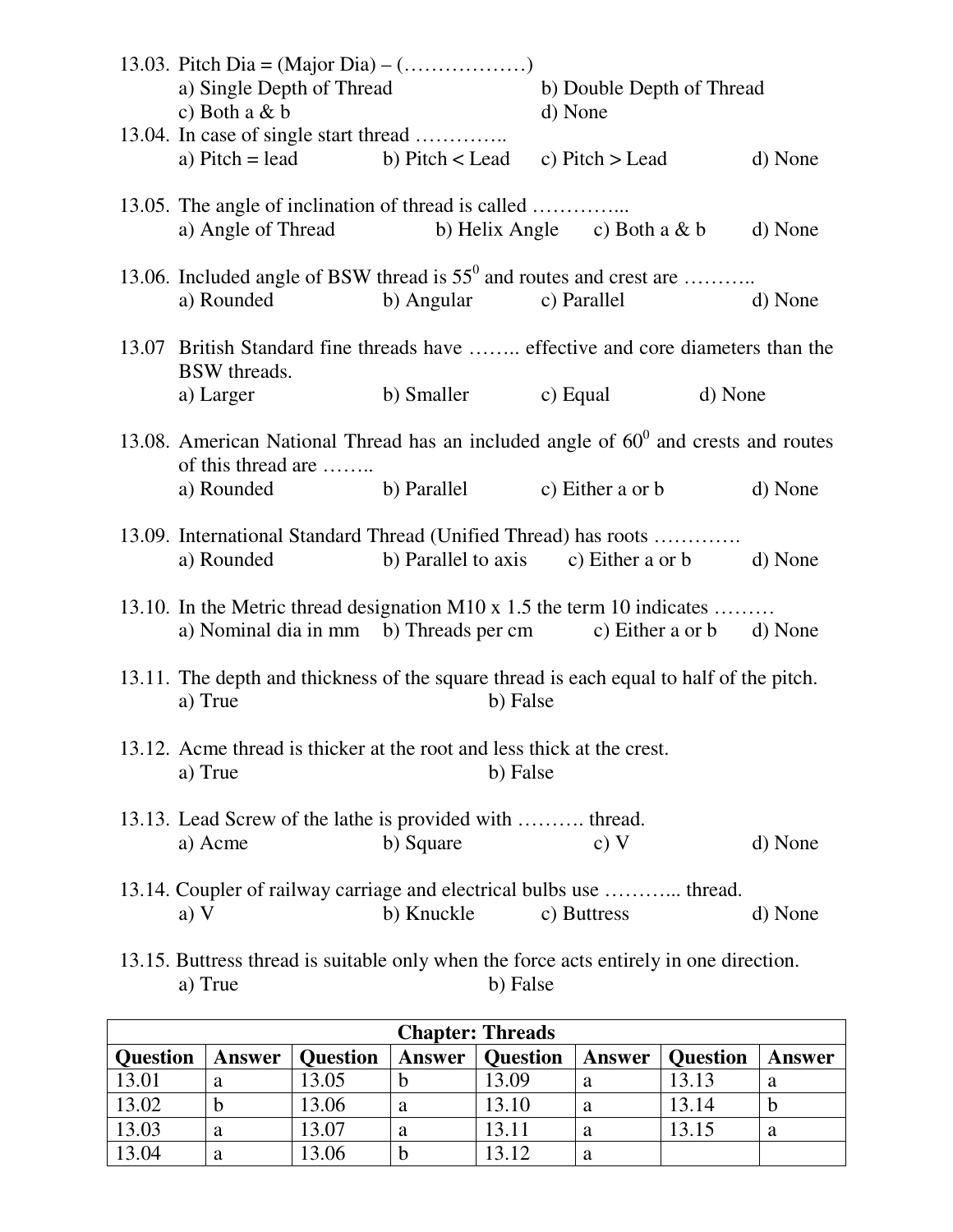13.03. Pitch Dia = (Major Dia) – (………………)

a) Single Depth of Thread  b) Double Depth of Thread
c) Both a & b  d) None

13.04. In case of single start thread …………..

a) Pitch = lead  b) Pitch < Lead  c) Pitch > Lead  d) None

13.05. The angle of inclination of thread is called …………...

a) Angle of Thread  b) Helix Angle  c) Both a & b  d) None

13.06. Included angle of BSW thread is $55^0$ and routes and crest are ………..

a) Rounded  b) Angular  c) Parallel  d) None

13.07 British Standard fine threads have …….. effective and core diameters than the BSW threads.

a) Larger  b) Smaller  c) Equal  d) None

13.08. American National Thread has an included angle of $60^0$ and crests and routes of this thread are ……..

a) Rounded  b) Parallel  c) Either a or b  d) None

13.09. International Standard Thread (Unified Thread) has roots ………….

a) Rounded  b) Parallel to axis  c) Either a or b  d) None

13.10. In the Metric thread designation M10 x 1.5 the term 10 indicates ………

a) Nominal dia in mm  b) Threads per cm  c) Either a or b  d) None

13.11. The depth and thickness of the square thread is each equal to half of the pitch.

a) True  b) False

13.12. Acme thread is thicker at the root and less thick at the crest.

a) True  b) False

13.13. Lead Screw of the lathe is provided with ………. thread.

a) Acme  b) Square  c) V  d) None

13.14. Coupler of railway carriage and electrical bulbs use ………... thread.

a) V  b) Knuckle  c) Buttress  d) None

13.15. Buttress thread is suitable only when the force acts entirely in one direction.

a) True  b) False

| **Chapter: Threads** | | | | | | | |
|---|---|---|---|---|---|---|---|
| **Question** | **Answer** | **Question** | **Answer** | **Question** | **Answer** | **Question** | **Answer** |
| 13.01 | a | 13.05 | b | 13.09 | a | 13.13 | a |
| 13.02 | b | 13.06 | a | 13.10 | a | 13.14 | b |
| 13.03 | a | 13.07 | a | 13.11 | a | 13.15 | a |
| 13.04 | a | 13.06 | b | 13.12 | a | | |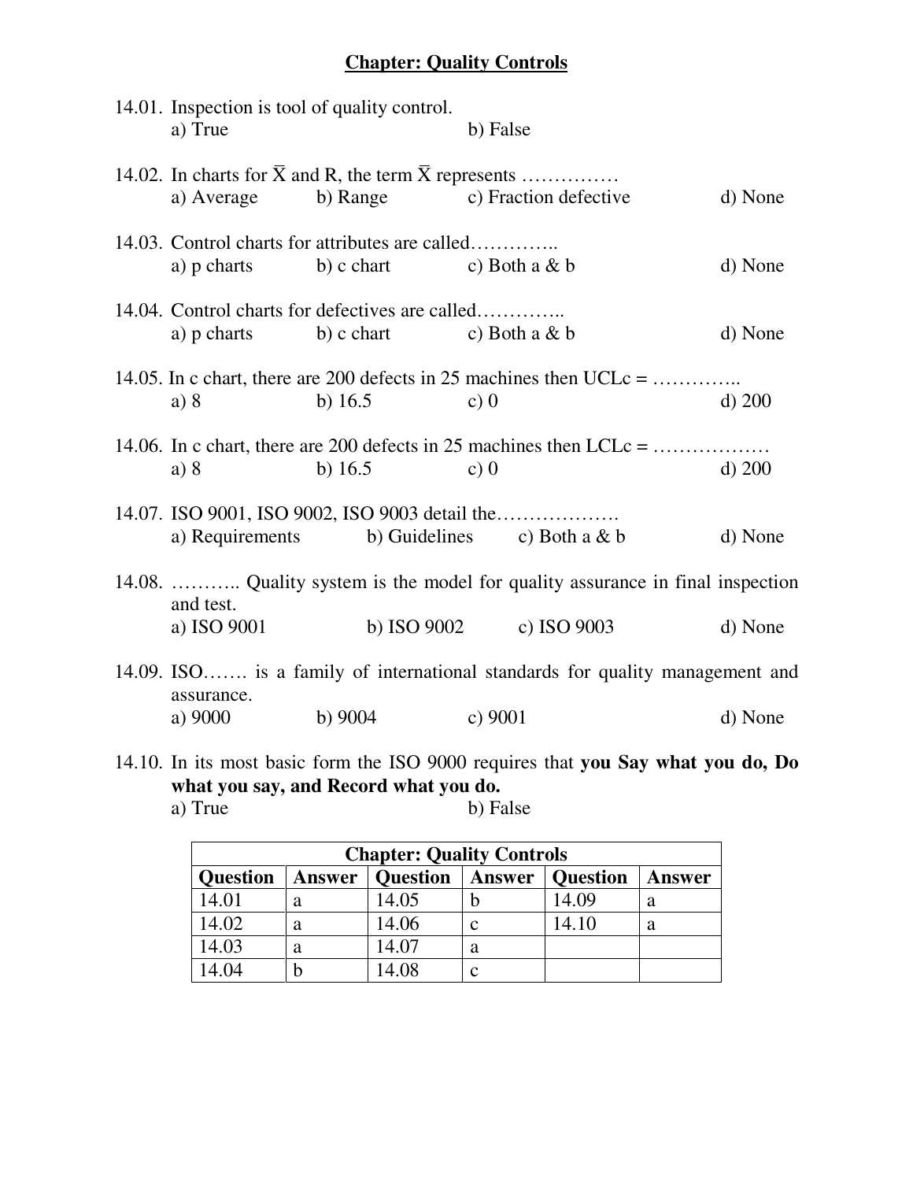## Chapter: Quality Controls

14.01. Inspection is tool of quality control.

a) True   b) False

14.02. In charts for $\bar{X}$ and R, the term $\bar{X}$ represents ……………

a) Average   b) Range   c) Fraction defective   d) None

14.03. Control charts for attributes are called…………..

a) p charts   b) c chart   c) Both a & b   d) None

14.04. Control charts for defectives are called…………..

a) p charts   b) c chart   c) Both a & b   d) None

14.05. In c chart, there are 200 defects in 25 machines then UCLc = …………..

a) 8   b) 16.5   c) 0   d) 200

14.06. In c chart, there are 200 defects in 25 machines then LCLc = ………………

a) 8   b) 16.5   c) 0   d) 200

14.07. ISO 9001, ISO 9002, ISO 9003 detail the……………….

a) Requirements   b) Guidelines   c) Both a & b   d) None

14.08. ……….. Quality system is the model for quality assurance in final inspection and test.

a) ISO 9001   b) ISO 9002   c) ISO 9003   d) None

14.09. ISO……. is a family of international standards for quality management and assurance.

a) 9000   b) 9004   c) 9001   d) None

14.10. In its most basic form the ISO 9000 requires that **you Say what you do, Do what you say, and Record what you do.**

a) True   b) False

| Chapter: Quality Controls | | | | | |
|---|---|---|---|---|---|
| **Question** | **Answer** | **Question** | **Answer** | **Question** | **Answer** |
| 14.01 | a | 14.05 | b | 14.09 | a |
| 14.02 | a | 14.06 | c | 14.10 | a |
| 14.03 | a | 14.07 | a | | |
| 14.04 | b | 14.08 | c | | |